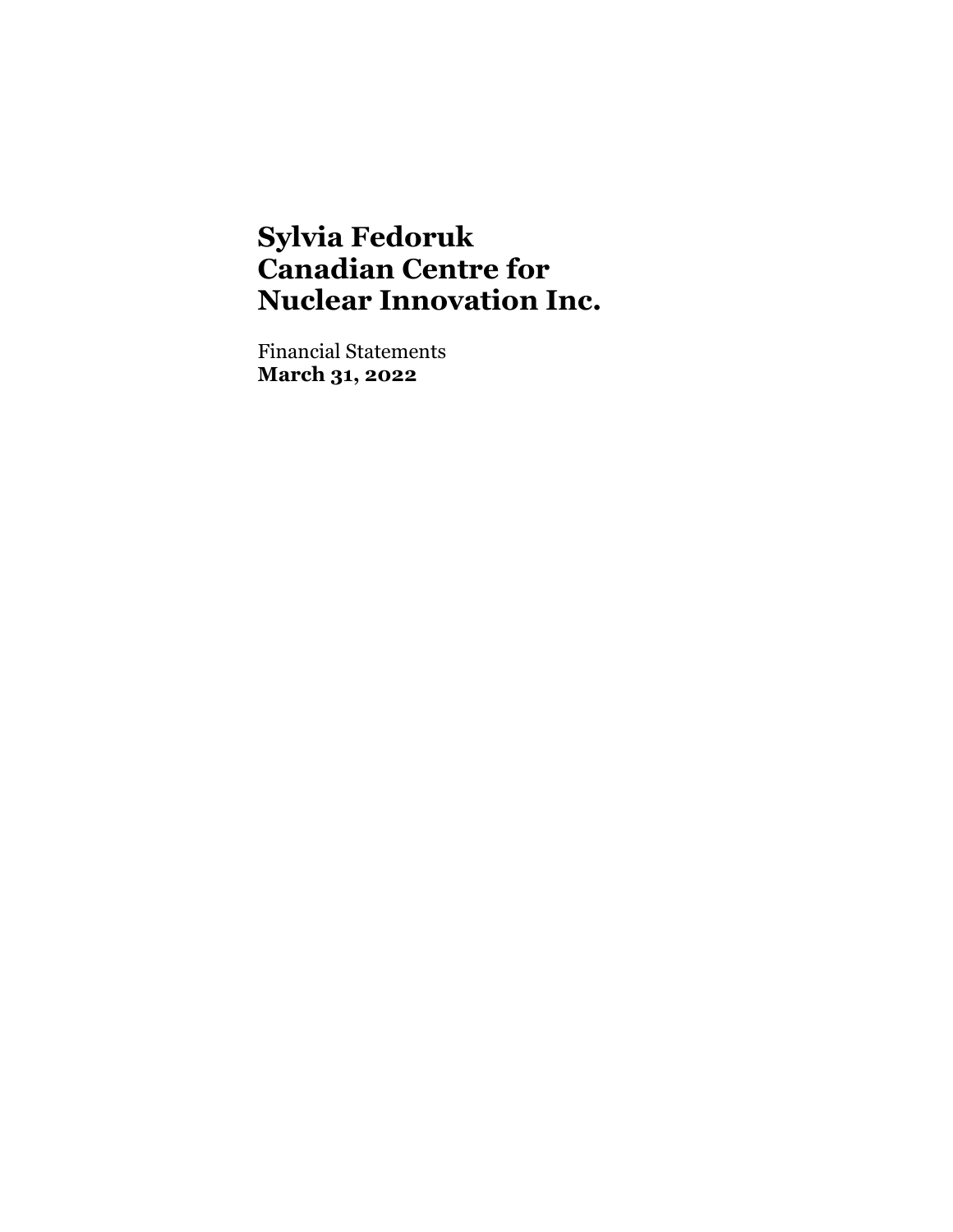# Sylvia Fedoruk Canadian Centre for Nuclear Innovation Inc.

Financial Statements
**March 31, 2022**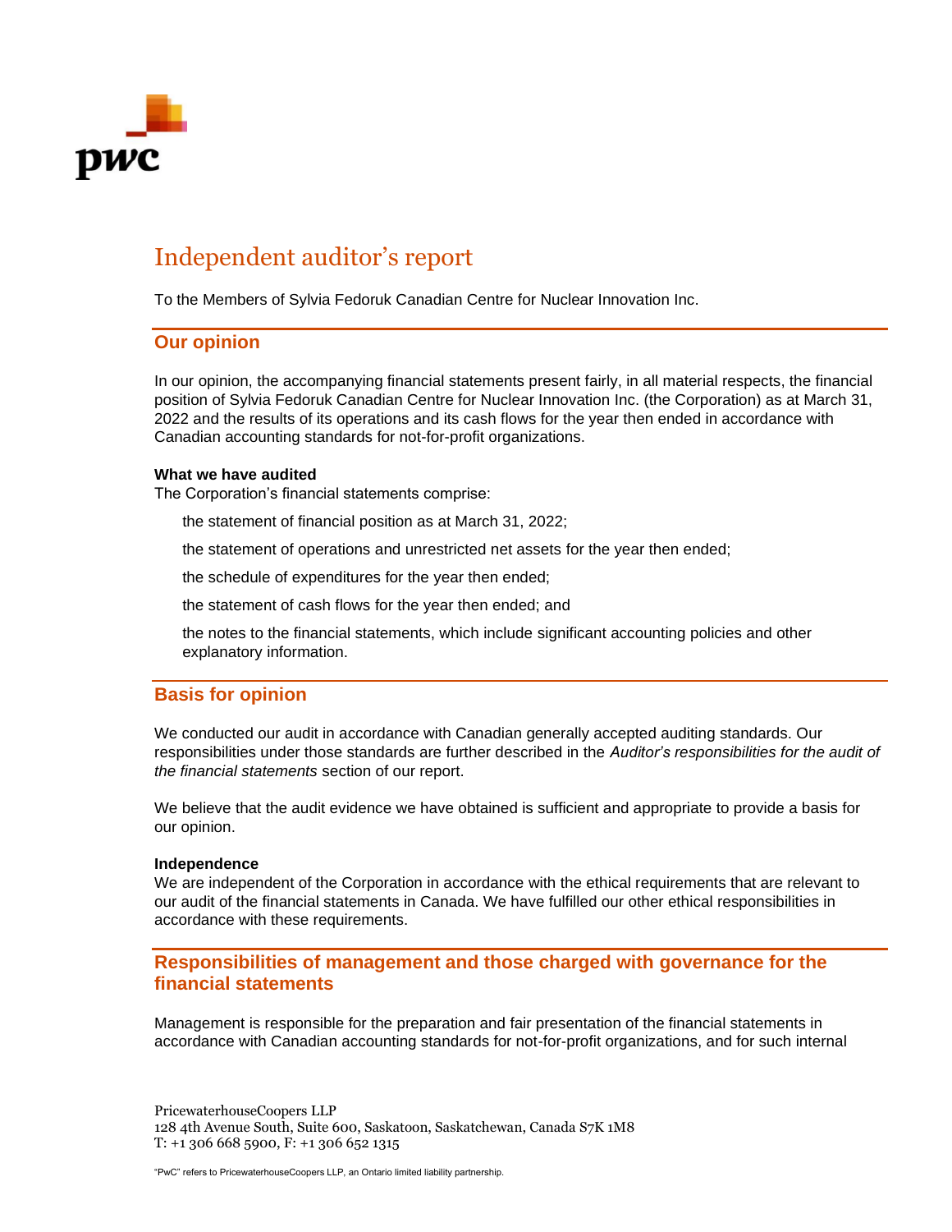# Independent auditor's report

To the Members of Sylvia Fedoruk Canadian Centre for Nuclear Innovation Inc.

## Our opinion

In our opinion, the accompanying financial statements present fairly, in all material respects, the financial position of Sylvia Fedoruk Canadian Centre for Nuclear Innovation Inc. (the Corporation) as at March 31, 2022 and the results of its operations and its cash flows for the year then ended in accordance with Canadian accounting standards for not-for-profit organizations.

**What we have audited**

The Corporation's financial statements comprise:

- the statement of financial position as at March 31, 2022;
- the statement of operations and unrestricted net assets for the year then ended;
- the schedule of expenditures for the year then ended;
- the statement of cash flows for the year then ended; and
- the notes to the financial statements, which include significant accounting policies and other explanatory information.

## Basis for opinion

We conducted our audit in accordance with Canadian generally accepted auditing standards. Our responsibilities under those standards are further described in the *Auditor's responsibilities for the audit of the financial statements* section of our report.

We believe that the audit evidence we have obtained is sufficient and appropriate to provide a basis for our opinion.

**Independence**

We are independent of the Corporation in accordance with the ethical requirements that are relevant to our audit of the financial statements in Canada. We have fulfilled our other ethical responsibilities in accordance with these requirements.

## Responsibilities of management and those charged with governance for the financial statements

Management is responsible for the preparation and fair presentation of the financial statements in accordance with Canadian accounting standards for not-for-profit organizations, and for such internal

PricewaterhouseCoopers LLP
128 4th Avenue South, Suite 600, Saskatoon, Saskatchewan, Canada S7K 1M8
T: +1 306 668 5900, F: +1 306 652 1315

"PwC" refers to PricewaterhouseCoopers LLP, an Ontario limited liability partnership.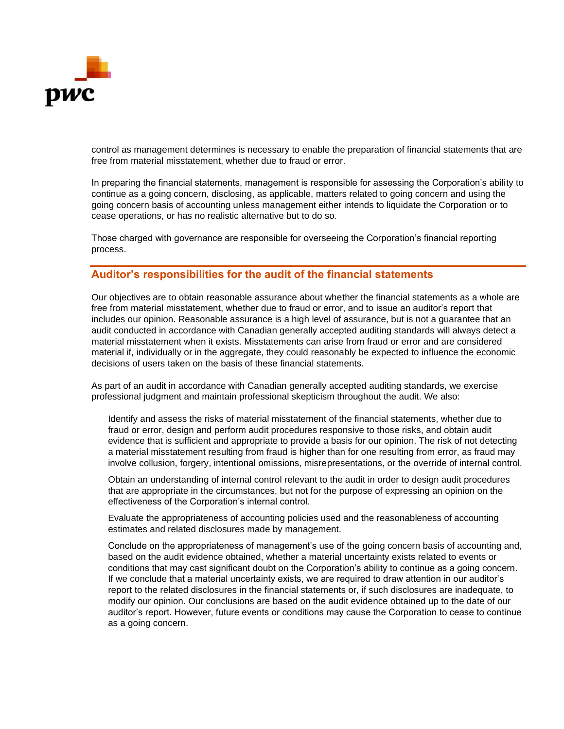control as management determines is necessary to enable the preparation of financial statements that are free from material misstatement, whether due to fraud or error.

In preparing the financial statements, management is responsible for assessing the Corporation's ability to continue as a going concern, disclosing, as applicable, matters related to going concern and using the going concern basis of accounting unless management either intends to liquidate the Corporation or to cease operations, or has no realistic alternative but to do so.

Those charged with governance are responsible for overseeing the Corporation's financial reporting process.

## Auditor's responsibilities for the audit of the financial statements

Our objectives are to obtain reasonable assurance about whether the financial statements as a whole are free from material misstatement, whether due to fraud or error, and to issue an auditor's report that includes our opinion. Reasonable assurance is a high level of assurance, but is not a guarantee that an audit conducted in accordance with Canadian generally accepted auditing standards will always detect a material misstatement when it exists. Misstatements can arise from fraud or error and are considered material if, individually or in the aggregate, they could reasonably be expected to influence the economic decisions of users taken on the basis of these financial statements.

As part of an audit in accordance with Canadian generally accepted auditing standards, we exercise professional judgment and maintain professional skepticism throughout the audit. We also:

- Identify and assess the risks of material misstatement of the financial statements, whether due to fraud or error, design and perform audit procedures responsive to those risks, and obtain audit evidence that is sufficient and appropriate to provide a basis for our opinion. The risk of not detecting a material misstatement resulting from fraud is higher than for one resulting from error, as fraud may involve collusion, forgery, intentional omissions, misrepresentations, or the override of internal control.
- Obtain an understanding of internal control relevant to the audit in order to design audit procedures that are appropriate in the circumstances, but not for the purpose of expressing an opinion on the effectiveness of the Corporation's internal control.
- Evaluate the appropriateness of accounting policies used and the reasonableness of accounting estimates and related disclosures made by management.
- Conclude on the appropriateness of management's use of the going concern basis of accounting and, based on the audit evidence obtained, whether a material uncertainty exists related to events or conditions that may cast significant doubt on the Corporation's ability to continue as a going concern. If we conclude that a material uncertainty exists, we are required to draw attention in our auditor's report to the related disclosures in the financial statements or, if such disclosures are inadequate, to modify our opinion. Our conclusions are based on the audit evidence obtained up to the date of our auditor's report. However, future events or conditions may cause the Corporation to cease to continue as a going concern.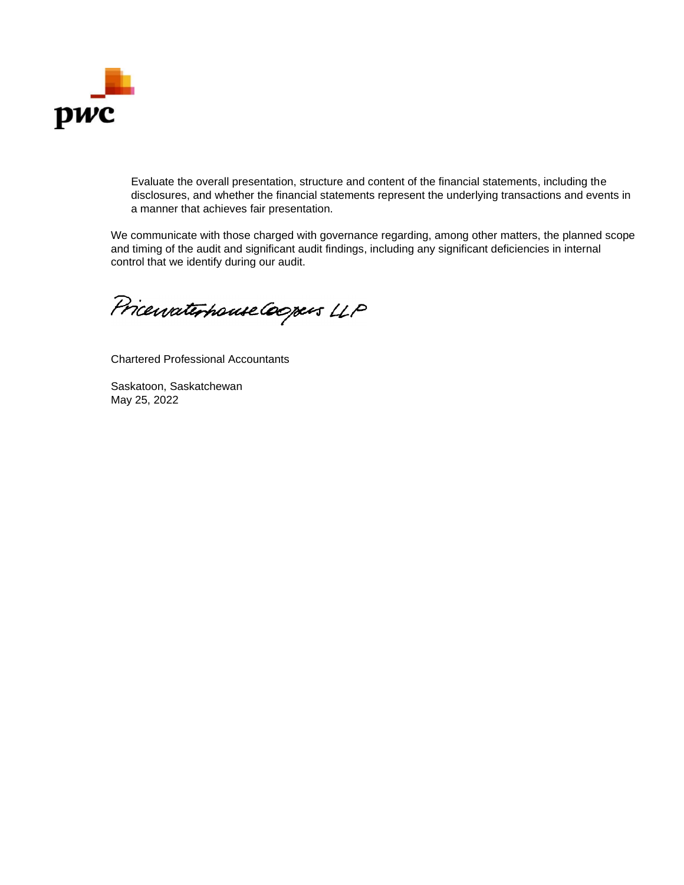- Evaluate the overall presentation, structure and content of the financial statements, including the disclosures, and whether the financial statements represent the underlying transactions and events in a manner that achieves fair presentation.

We communicate with those charged with governance regarding, among other matters, the planned scope and timing of the audit and significant audit findings, including any significant deficiencies in internal control that we identify during our audit.

PricewaterhouseCoopers LLP

Chartered Professional Accountants

Saskatoon, Saskatchewan
May 25, 2022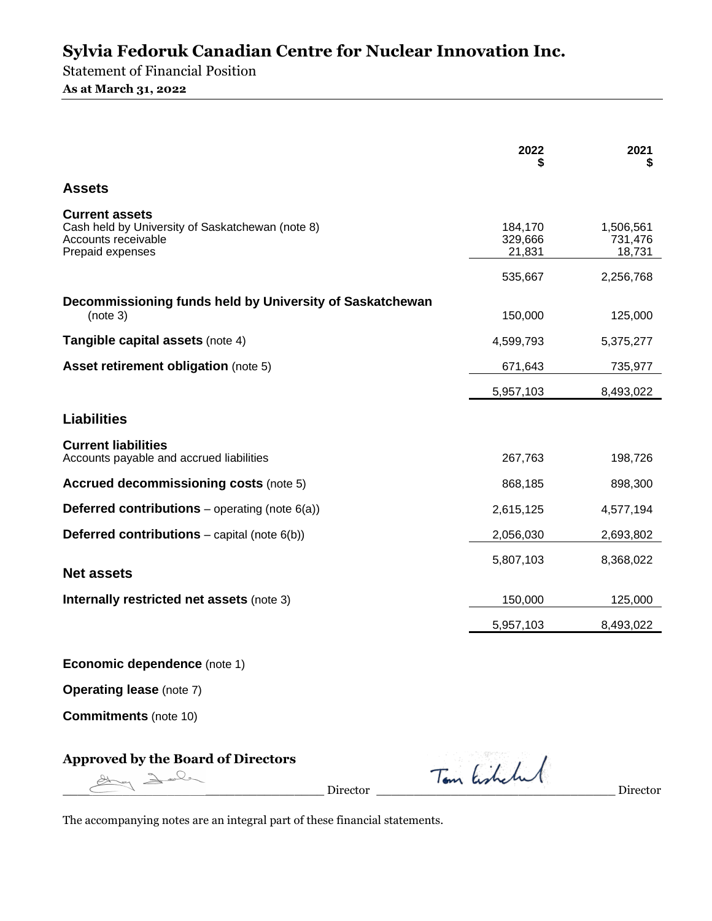# Sylvia Fedoruk Canadian Centre for Nuclear Innovation Inc.

Statement of Financial Position

**As at March 31, 2022**

| | 2022 $ | 2021 $ |
|---|---|---|
| **Assets** | | |
| **Current assets** | | |
| Cash held by University of Saskatchewan (note 8) | 184,170 | 1,506,561 |
| Accounts receivable | 329,666 | 731,476 |
| Prepaid expenses | 21,831 | 18,731 |
| | 535,667 | 2,256,768 |
| **Decommissioning funds held by University of Saskatchewan** (note 3) | 150,000 | 125,000 |
| **Tangible capital assets** (note 4) | 4,599,793 | 5,375,277 |
| **Asset retirement obligation** (note 5) | 671,643 | 735,977 |
| | 5,957,103 | 8,493,022 |
| **Liabilities** | | |
| **Current liabilities** | | |
| Accounts payable and accrued liabilities | 267,763 | 198,726 |
| **Accrued decommissioning costs** (note 5) | 868,185 | 898,300 |
| **Deferred contributions** – operating (note 6(a)) | 2,615,125 | 4,577,194 |
| **Deferred contributions** – capital (note 6(b)) | 2,056,030 | 2,693,802 |
| | 5,807,103 | 8,368,022 |
| **Net assets** | | |
| **Internally restricted net assets** (note 3) | 150,000 | 125,000 |
| | 5,957,103 | 8,493,022 |

**Economic dependence** (note 1)

**Operating lease** (note 7)

**Commitments** (note 10)

**Approved by the Board of Directors**

_________________________________ Director _________________________________ Director

The accompanying notes are an integral part of these financial statements.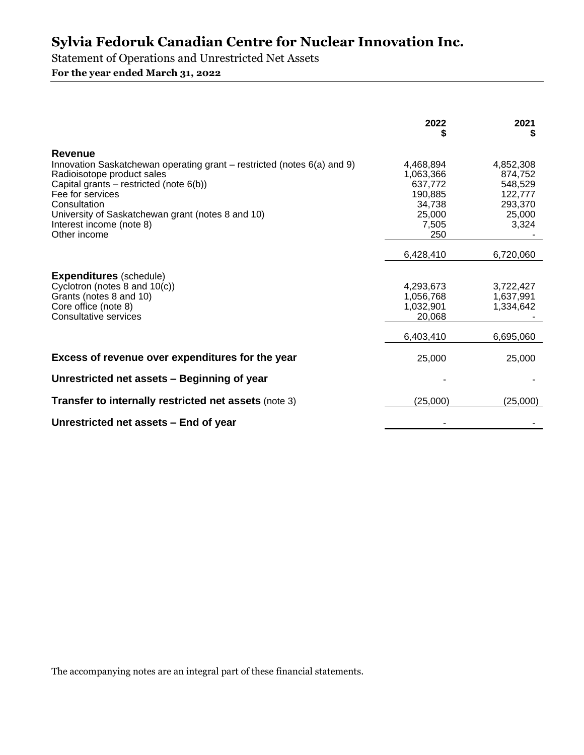# Sylvia Fedoruk Canadian Centre for Nuclear Innovation Inc.

Statement of Operations and Unrestricted Net Assets

**For the year ended March 31, 2022**

| | 2022 $ | 2021 $ |
|---|---|---|
| **Revenue** | | |
| Innovation Saskatchewan operating grant – restricted (notes 6(a) and 9) | 4,468,894 | 4,852,308 |
| Radioisotope product sales | 1,063,366 | 874,752 |
| Capital grants – restricted (note 6(b)) | 637,772 | 548,529 |
| Fee for services | 190,885 | 122,777 |
| Consultation | 34,738 | 293,370 |
| University of Saskatchewan grant (notes 8 and 10) | 25,000 | 25,000 |
| Interest income (note 8) | 7,505 | 3,324 |
| Other income | 250 | - |
| | 6,428,410 | 6,720,060 |
| **Expenditures** (schedule) | | |
| Cyclotron (notes 8 and 10(c)) | 4,293,673 | 3,722,427 |
| Grants (notes 8 and 10) | 1,056,768 | 1,637,991 |
| Core office (note 8) | 1,032,901 | 1,334,642 |
| Consultative services | 20,068 | - |
| | 6,403,410 | 6,695,060 |
| **Excess of revenue over expenditures for the year** | 25,000 | 25,000 |
| **Unrestricted net assets – Beginning of year** | - | - |
| **Transfer to internally restricted net assets** (note 3) | (25,000) | (25,000) |
| **Unrestricted net assets – End of year** | - | - |

The accompanying notes are an integral part of these financial statements.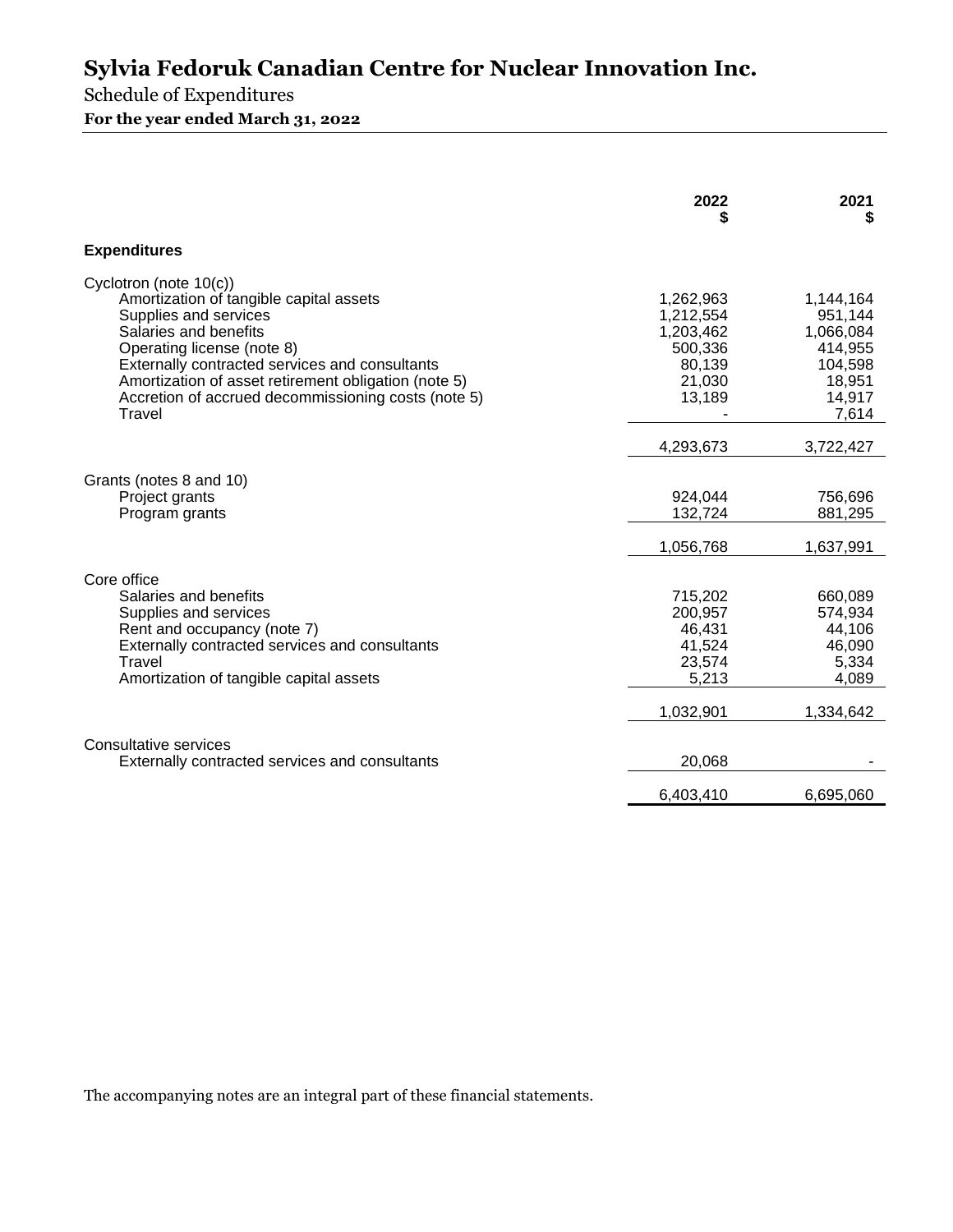# Sylvia Fedoruk Canadian Centre for Nuclear Innovation Inc.

Schedule of Expenditures

**For the year ended March 31, 2022**

| | 2022 $ | 2021 $ |
|---|---|---|
| **Expenditures** | | |
| Cyclotron (note 10(c)) | | |
| Amortization of tangible capital assets | 1,262,963 | 1,144,164 |
| Supplies and services | 1,212,554 | 951,144 |
| Salaries and benefits | 1,203,462 | 1,066,084 |
| Operating license (note 8) | 500,336 | 414,955 |
| Externally contracted services and consultants | 80,139 | 104,598 |
| Amortization of asset retirement obligation (note 5) | 21,030 | 18,951 |
| Accretion of accrued decommissioning costs (note 5) | 13,189 | 14,917 |
| Travel | - | 7,614 |
| | 4,293,673 | 3,722,427 |
| Grants (notes 8 and 10) | | |
| Project grants | 924,044 | 756,696 |
| Program grants | 132,724 | 881,295 |
| | 1,056,768 | 1,637,991 |
| Core office | | |
| Salaries and benefits | 715,202 | 660,089 |
| Supplies and services | 200,957 | 574,934 |
| Rent and occupancy (note 7) | 46,431 | 44,106 |
| Externally contracted services and consultants | 41,524 | 46,090 |
| Travel | 23,574 | 5,334 |
| Amortization of tangible capital assets | 5,213 | 4,089 |
| | 1,032,901 | 1,334,642 |
| Consultative services | | |
| Externally contracted services and consultants | 20,068 | - |
| | 6,403,410 | 6,695,060 |

The accompanying notes are an integral part of these financial statements.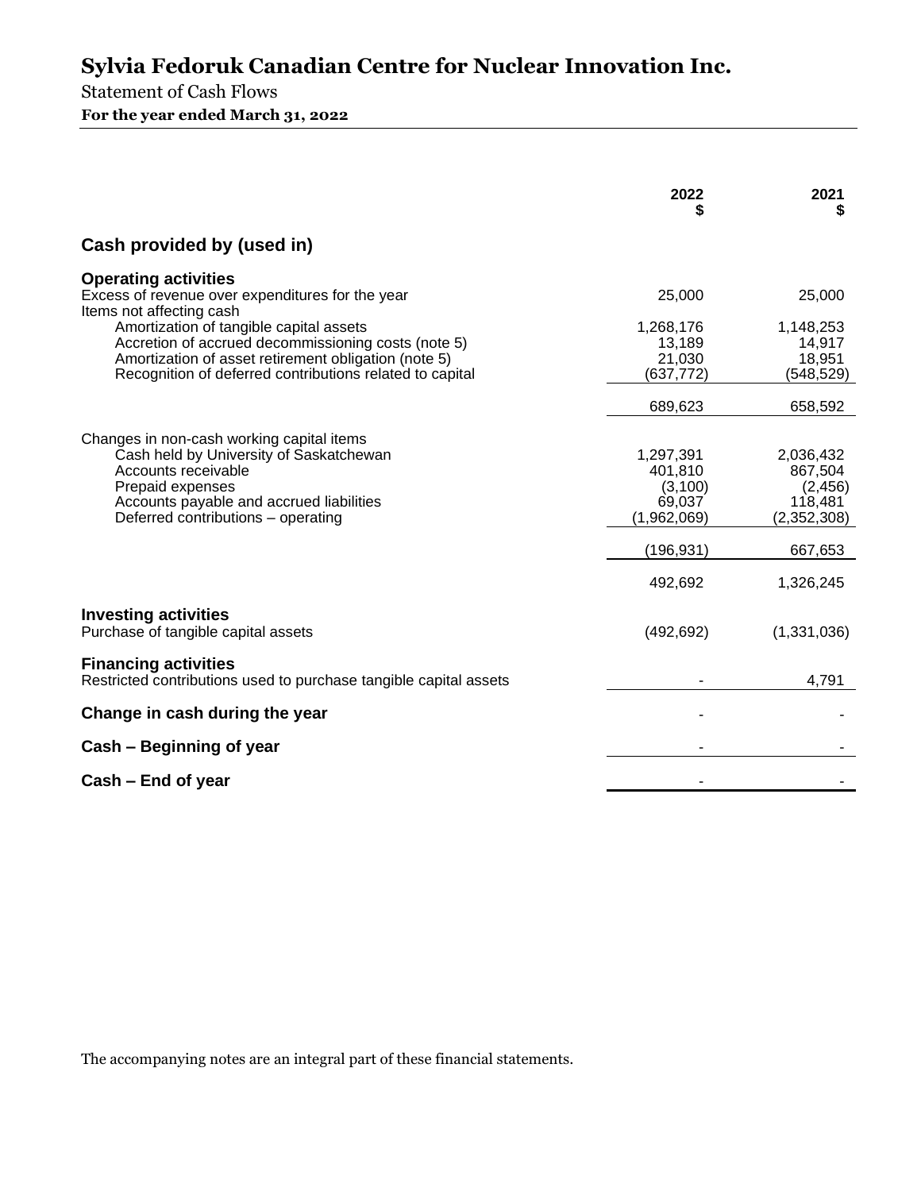# Sylvia Fedoruk Canadian Centre for Nuclear Innovation Inc.

Statement of Cash Flows

**For the year ended March 31, 2022**

| | 2022<br>$ | 2021<br>$ |
|---|---|---|
| **Cash provided by (used in)** | | |
| **Operating activities** | | |
| Excess of revenue over expenditures for the year | 25,000 | 25,000 |
| Items not affecting cash | | |
| Amortization of tangible capital assets | 1,268,176 | 1,148,253 |
| Accretion of accrued decommissioning costs (note 5) | 13,189 | 14,917 |
| Amortization of asset retirement obligation (note 5) | 21,030 | 18,951 |
| Recognition of deferred contributions related to capital | (637,772) | (548,529) |
| | 689,623 | 658,592 |
| Changes in non-cash working capital items | | |
| Cash held by University of Saskatchewan | 1,297,391 | 2,036,432 |
| Accounts receivable | 401,810 | 867,504 |
| Prepaid expenses | (3,100) | (2,456) |
| Accounts payable and accrued liabilities | 69,037 | 118,481 |
| Deferred contributions – operating | (1,962,069) | (2,352,308) |
| | (196,931) | 667,653 |
| | 492,692 | 1,326,245 |
| **Investing activities** | | |
| Purchase of tangible capital assets | (492,692) | (1,331,036) |
| **Financing activities** | | |
| Restricted contributions used to purchase tangible capital assets | - | 4,791 |
| **Change in cash during the year** | - | - |
| **Cash – Beginning of year** | - | - |
| **Cash – End of year** | - | - |

The accompanying notes are an integral part of these financial statements.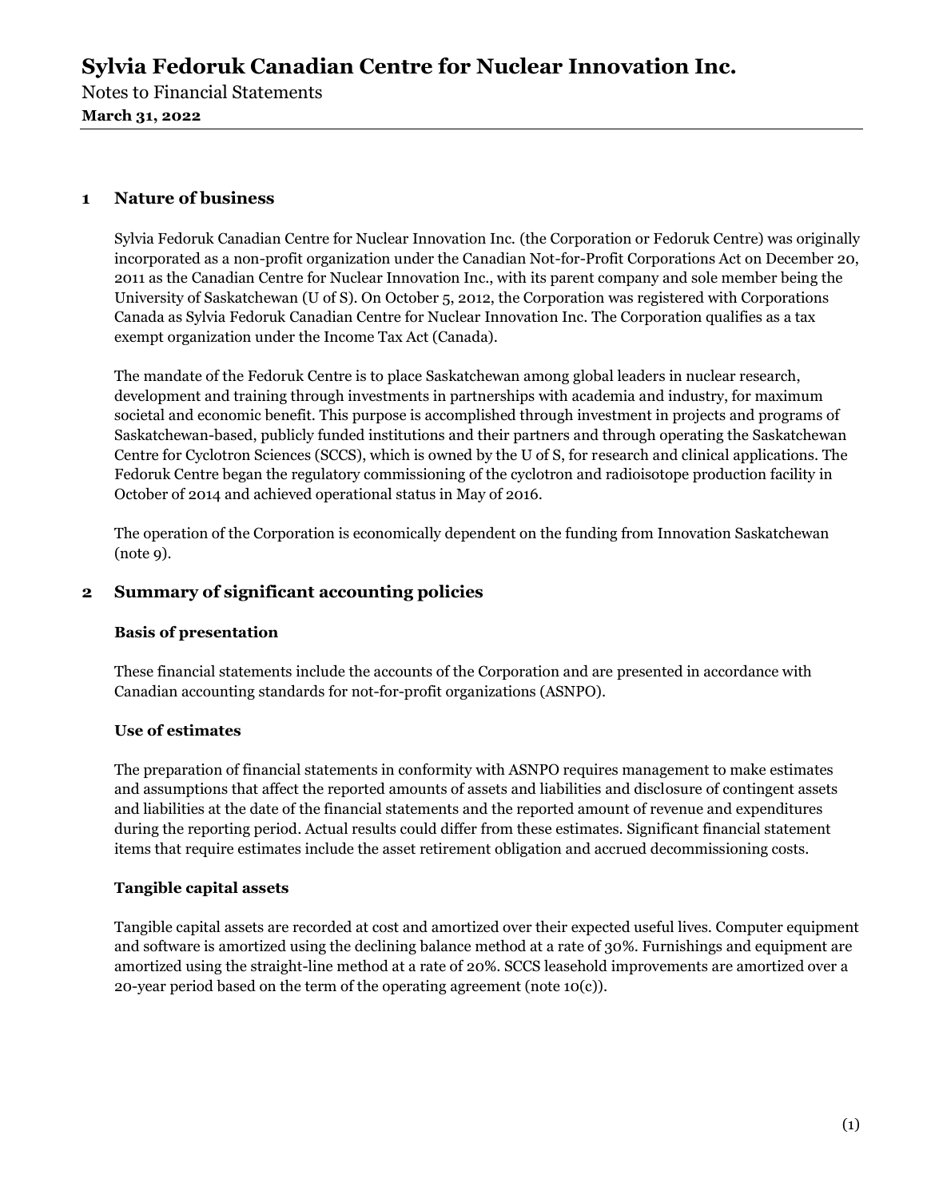# Sylvia Fedoruk Canadian Centre for Nuclear Innovation Inc.

Notes to Financial Statements

**March 31, 2022**

## 1 Nature of business

Sylvia Fedoruk Canadian Centre for Nuclear Innovation Inc. (the Corporation or Fedoruk Centre) was originally incorporated as a non-profit organization under the Canadian Not-for-Profit Corporations Act on December 20, 2011 as the Canadian Centre for Nuclear Innovation Inc., with its parent company and sole member being the University of Saskatchewan (U of S). On October 5, 2012, the Corporation was registered with Corporations Canada as Sylvia Fedoruk Canadian Centre for Nuclear Innovation Inc. The Corporation qualifies as a tax exempt organization under the Income Tax Act (Canada).

The mandate of the Fedoruk Centre is to place Saskatchewan among global leaders in nuclear research, development and training through investments in partnerships with academia and industry, for maximum societal and economic benefit. This purpose is accomplished through investment in projects and programs of Saskatchewan-based, publicly funded institutions and their partners and through operating the Saskatchewan Centre for Cyclotron Sciences (SCCS), which is owned by the U of S, for research and clinical applications. The Fedoruk Centre began the regulatory commissioning of the cyclotron and radioisotope production facility in October of 2014 and achieved operational status in May of 2016.

The operation of the Corporation is economically dependent on the funding from Innovation Saskatchewan (note 9).

## 2 Summary of significant accounting policies

### Basis of presentation

These financial statements include the accounts of the Corporation and are presented in accordance with Canadian accounting standards for not-for-profit organizations (ASNPO).

### Use of estimates

The preparation of financial statements in conformity with ASNPO requires management to make estimates and assumptions that affect the reported amounts of assets and liabilities and disclosure of contingent assets and liabilities at the date of the financial statements and the reported amount of revenue and expenditures during the reporting period. Actual results could differ from these estimates. Significant financial statement items that require estimates include the asset retirement obligation and accrued decommissioning costs.

### Tangible capital assets

Tangible capital assets are recorded at cost and amortized over their expected useful lives. Computer equipment and software is amortized using the declining balance method at a rate of 30%. Furnishings and equipment are amortized using the straight-line method at a rate of 20%. SCCS leasehold improvements are amortized over a 20-year period based on the term of the operating agreement (note 10(c)).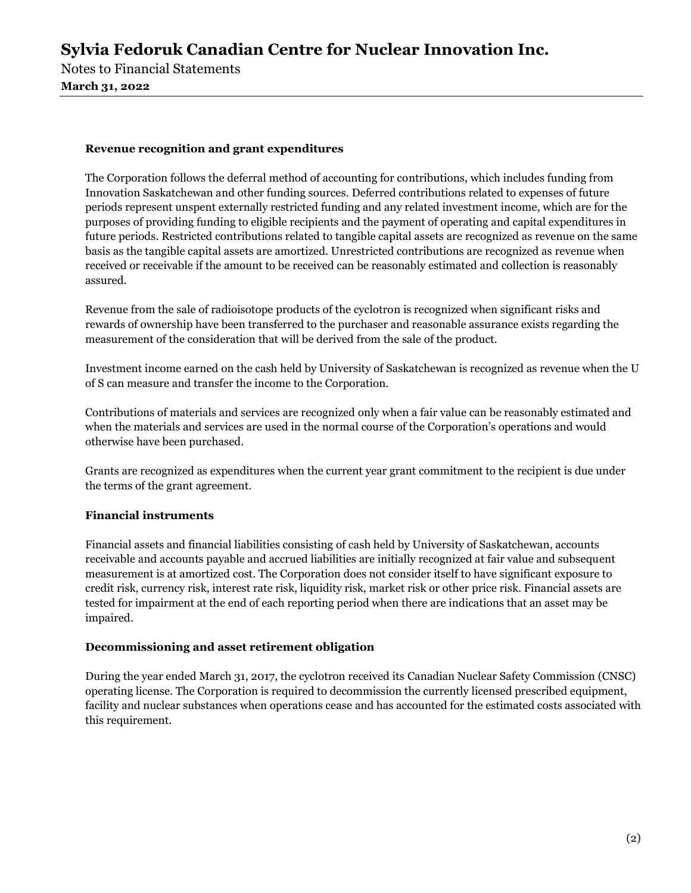### Revenue recognition and grant expenditures

The Corporation follows the deferral method of accounting for contributions, which includes funding from Innovation Saskatchewan and other funding sources. Deferred contributions related to expenses of future periods represent unspent externally restricted funding and any related investment income, which are for the purposes of providing funding to eligible recipients and the payment of operating and capital expenditures in future periods. Restricted contributions related to tangible capital assets are recognized as revenue on the same basis as the tangible capital assets are amortized. Unrestricted contributions are recognized as revenue when received or receivable if the amount to be received can be reasonably estimated and collection is reasonably assured.

Revenue from the sale of radioisotope products of the cyclotron is recognized when significant risks and rewards of ownership have been transferred to the purchaser and reasonable assurance exists regarding the measurement of the consideration that will be derived from the sale of the product.

Investment income earned on the cash held by University of Saskatchewan is recognized as revenue when the U of S can measure and transfer the income to the Corporation.

Contributions of materials and services are recognized only when a fair value can be reasonably estimated and when the materials and services are used in the normal course of the Corporation's operations and would otherwise have been purchased.

Grants are recognized as expenditures when the current year grant commitment to the recipient is due under the terms of the grant agreement.

### Financial instruments

Financial assets and financial liabilities consisting of cash held by University of Saskatchewan, accounts receivable and accounts payable and accrued liabilities are initially recognized at fair value and subsequent measurement is at amortized cost. The Corporation does not consider itself to have significant exposure to credit risk, currency risk, interest rate risk, liquidity risk, market risk or other price risk. Financial assets are tested for impairment at the end of each reporting period when there are indications that an asset may be impaired.

### Decommissioning and asset retirement obligation

During the year ended March 31, 2017, the cyclotron received its Canadian Nuclear Safety Commission (CNSC) operating license. The Corporation is required to decommission the currently licensed prescribed equipment, facility and nuclear substances when operations cease and has accounted for the estimated costs associated with this requirement.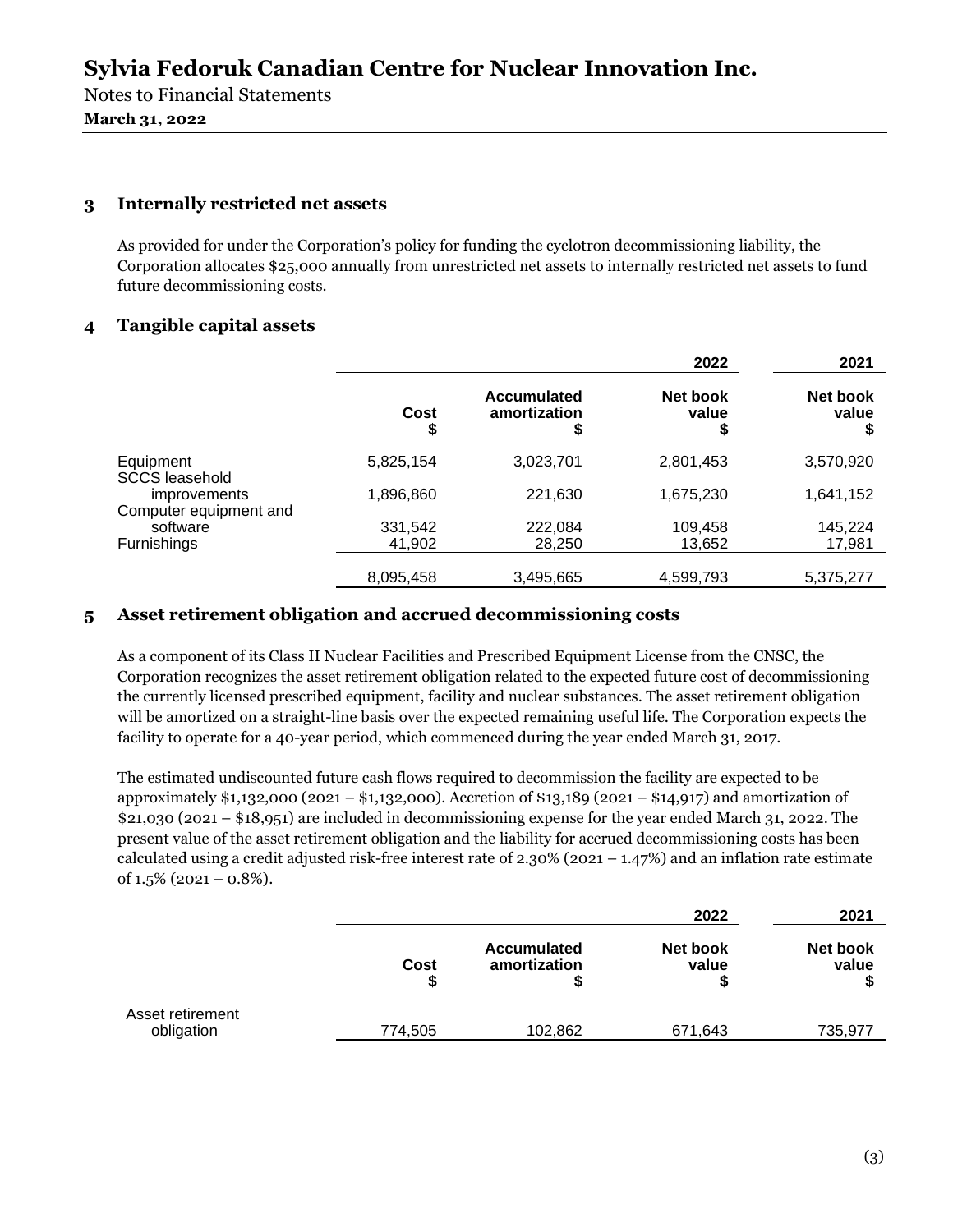# Sylvia Fedoruk Canadian Centre for Nuclear Innovation Inc.

Notes to Financial Statements

**March 31, 2022**

## 3 Internally restricted net assets

As provided for under the Corporation's policy for funding the cyclotron decommissioning liability, the Corporation allocates $25,000 annually from unrestricted net assets to internally restricted net assets to fund future decommissioning costs.

## 4 Tangible capital assets

| | | | 2022 | 2021 |
|---|---|---|---|---|
| | Cost<br>$ | Accumulated amortization<br>$ | Net book value<br>$ | Net book value<br>$ |
| Equipment | 5,825,154 | 3,023,701 | 2,801,453 | 3,570,920 |
| SCCS leasehold improvements | 1,896,860 | 221,630 | 1,675,230 | 1,641,152 |
| Computer equipment and software | 331,542 | 222,084 | 109,458 | 145,224 |
| Furnishings | 41,902 | 28,250 | 13,652 | 17,981 |
| | 8,095,458 | 3,495,665 | 4,599,793 | 5,375,277 |

## 5 Asset retirement obligation and accrued decommissioning costs

As a component of its Class II Nuclear Facilities and Prescribed Equipment License from the CNSC, the Corporation recognizes the asset retirement obligation related to the expected future cost of decommissioning the currently licensed prescribed equipment, facility and nuclear substances. The asset retirement obligation will be amortized on a straight-line basis over the expected remaining useful life. The Corporation expects the facility to operate for a 40-year period, which commenced during the year ended March 31, 2017.

The estimated undiscounted future cash flows required to decommission the facility are expected to be approximately $1,132,000 (2021 – $1,132,000). Accretion of $13,189 (2021 – $14,917) and amortization of $21,030 (2021 – $18,951) are included in decommissioning expense for the year ended March 31, 2022. The present value of the asset retirement obligation and the liability for accrued decommissioning costs has been calculated using a credit adjusted risk-free interest rate of 2.30% (2021 – 1.47%) and an inflation rate estimate of 1.5% (2021 – 0.8%).

| | | | 2022 | 2021 |
|---|---|---|---|---|
| | Cost<br>$ | Accumulated amortization<br>$ | Net book value<br>$ | Net book value<br>$ |
| Asset retirement obligation | 774,505 | 102,862 | 671,643 | 735,977 |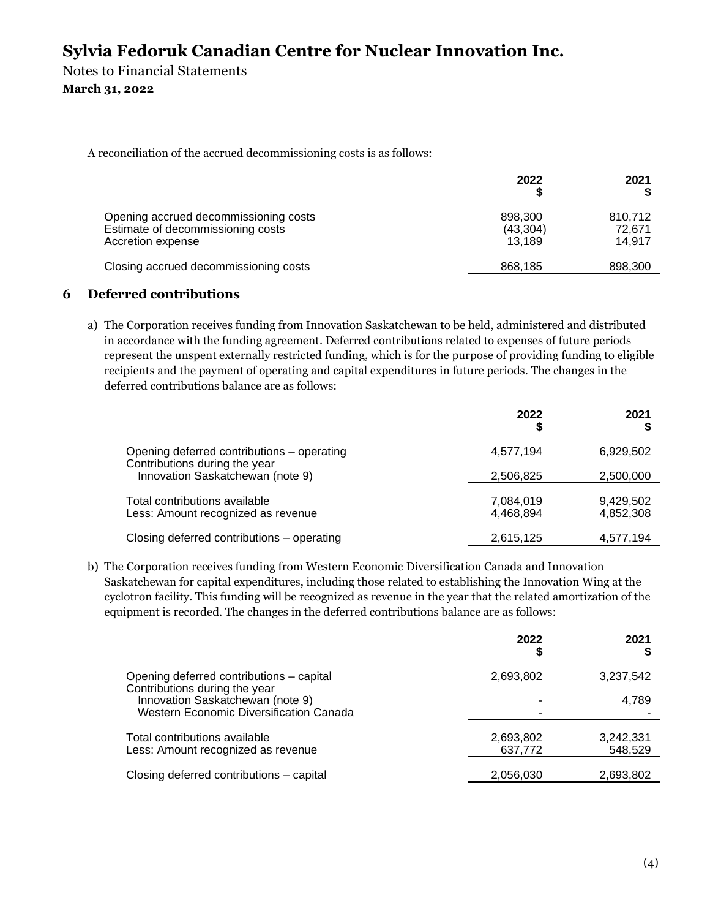A reconciliation of the accrued decommissioning costs is as follows:

| | 2022 $ | 2021 $ |
|---|---|---|
| Opening accrued decommissioning costs | 898,300 | 810,712 |
| Estimate of decommissioning costs | (43,304) | 72,671 |
| Accretion expense | 13,189 | 14,917 |
| Closing accrued decommissioning costs | 868,185 | 898,300 |

## 6 Deferred contributions

a) The Corporation receives funding from Innovation Saskatchewan to be held, administered and distributed in accordance with the funding agreement. Deferred contributions related to expenses of future periods represent the unspent externally restricted funding, which is for the purpose of providing funding to eligible recipients and the payment of operating and capital expenditures in future periods. The changes in the deferred contributions balance are as follows:

| | 2022 $ | 2021 $ |
|---|---|---|
| Opening deferred contributions – operating | 4,577,194 | 6,929,502 |
| Contributions during the year | | |
| Innovation Saskatchewan (note 9) | 2,506,825 | 2,500,000 |
| Total contributions available | 7,084,019 | 9,429,502 |
| Less: Amount recognized as revenue | 4,468,894 | 4,852,308 |
| Closing deferred contributions – operating | 2,615,125 | 4,577,194 |

b) The Corporation receives funding from Western Economic Diversification Canada and Innovation Saskatchewan for capital expenditures, including those related to establishing the Innovation Wing at the cyclotron facility. This funding will be recognized as revenue in the year that the related amortization of the equipment is recorded. The changes in the deferred contributions balance are as follows:

| | 2022 $ | 2021 $ |
|---|---|---|
| Opening deferred contributions – capital | 2,693,802 | 3,237,542 |
| Contributions during the year | | |
| Innovation Saskatchewan (note 9) | - | 4,789 |
| Western Economic Diversification Canada | - | - |
| Total contributions available | 2,693,802 | 3,242,331 |
| Less: Amount recognized as revenue | 637,772 | 548,529 |
| Closing deferred contributions – capital | 2,056,030 | 2,693,802 |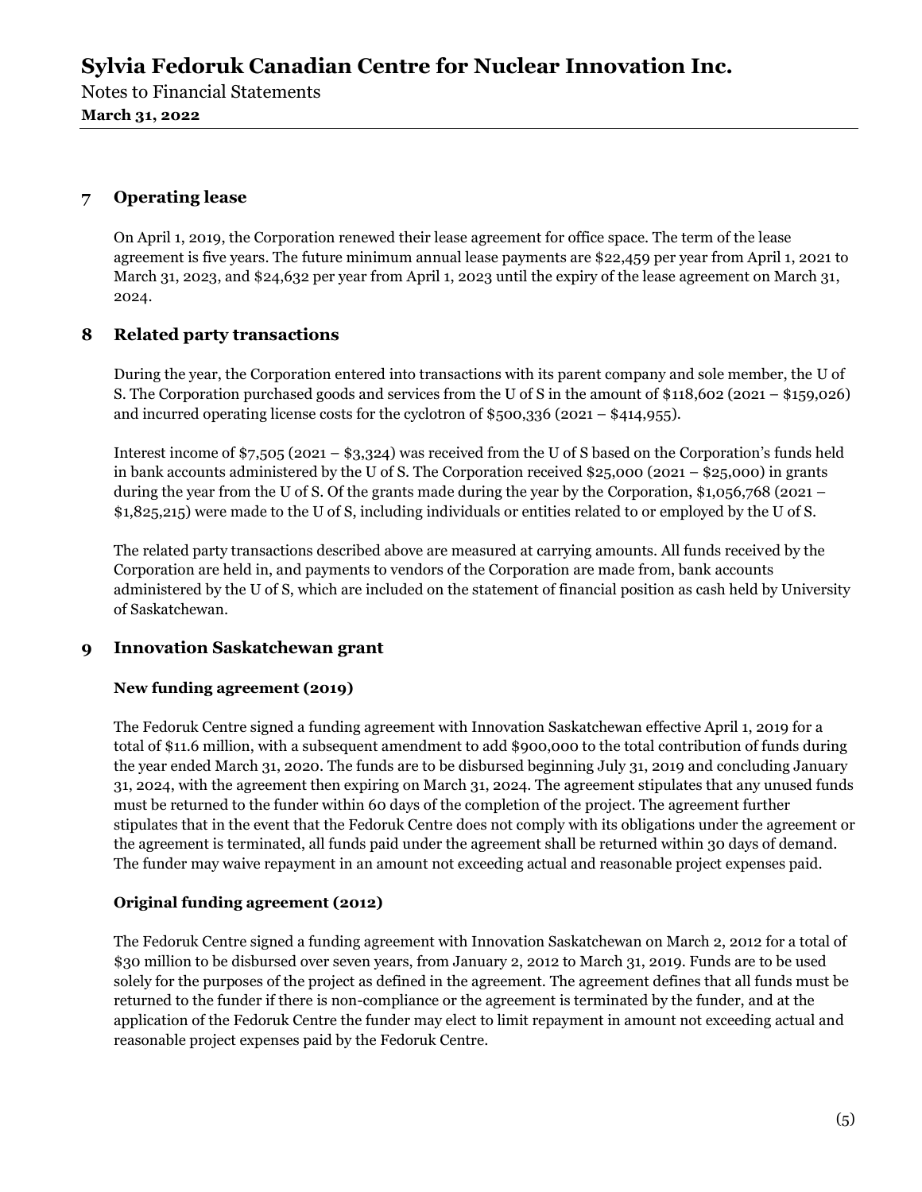# Sylvia Fedoruk Canadian Centre for Nuclear Innovation Inc.

Notes to Financial Statements

**March 31, 2022**

## 7 Operating lease

On April 1, 2019, the Corporation renewed their lease agreement for office space. The term of the lease agreement is five years. The future minimum annual lease payments are $22,459 per year from April 1, 2021 to March 31, 2023, and $24,632 per year from April 1, 2023 until the expiry of the lease agreement on March 31, 2024.

## 8 Related party transactions

During the year, the Corporation entered into transactions with its parent company and sole member, the U of S. The Corporation purchased goods and services from the U of S in the amount of $118,602 (2021 – $159,026) and incurred operating license costs for the cyclotron of $500,336 (2021 – $414,955).

Interest income of $7,505 (2021 – $3,324) was received from the U of S based on the Corporation's funds held in bank accounts administered by the U of S. The Corporation received $25,000 (2021 – $25,000) in grants during the year from the U of S. Of the grants made during the year by the Corporation, $1,056,768 (2021 – $1,825,215) were made to the U of S, including individuals or entities related to or employed by the U of S.

The related party transactions described above are measured at carrying amounts. All funds received by the Corporation are held in, and payments to vendors of the Corporation are made from, bank accounts administered by the U of S, which are included on the statement of financial position as cash held by University of Saskatchewan.

## 9 Innovation Saskatchewan grant

### New funding agreement (2019)

The Fedoruk Centre signed a funding agreement with Innovation Saskatchewan effective April 1, 2019 for a total of $11.6 million, with a subsequent amendment to add $900,000 to the total contribution of funds during the year ended March 31, 2020. The funds are to be disbursed beginning July 31, 2019 and concluding January 31, 2024, with the agreement then expiring on March 31, 2024. The agreement stipulates that any unused funds must be returned to the funder within 60 days of the completion of the project. The agreement further stipulates that in the event that the Fedoruk Centre does not comply with its obligations under the agreement or the agreement is terminated, all funds paid under the agreement shall be returned within 30 days of demand. The funder may waive repayment in an amount not exceeding actual and reasonable project expenses paid.

### Original funding agreement (2012)

The Fedoruk Centre signed a funding agreement with Innovation Saskatchewan on March 2, 2012 for a total of $30 million to be disbursed over seven years, from January 2, 2012 to March 31, 2019. Funds are to be used solely for the purposes of the project as defined in the agreement. The agreement defines that all funds must be returned to the funder if there is non-compliance or the agreement is terminated by the funder, and at the application of the Fedoruk Centre the funder may elect to limit repayment in amount not exceeding actual and reasonable project expenses paid by the Fedoruk Centre.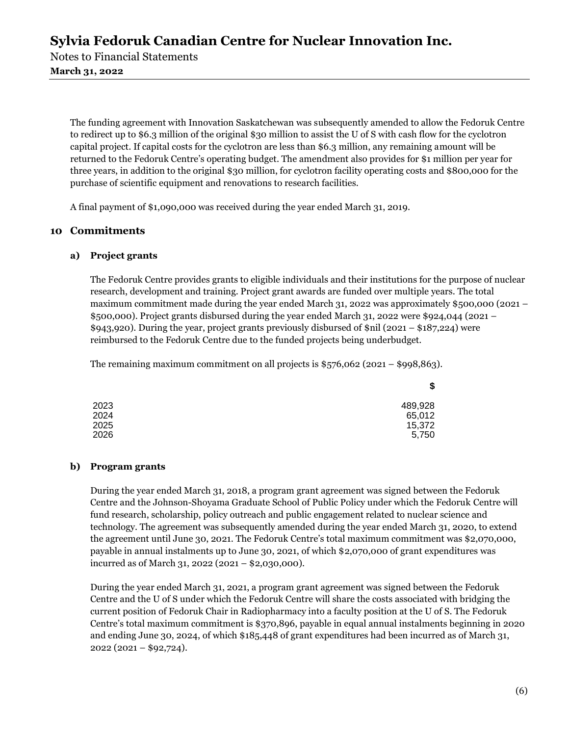The funding agreement with Innovation Saskatchewan was subsequently amended to allow the Fedoruk Centre to redirect up to $6.3 million of the original $30 million to assist the U of S with cash flow for the cyclotron capital project. If capital costs for the cyclotron are less than $6.3 million, any remaining amount will be returned to the Fedoruk Centre's operating budget. The amendment also provides for $1 million per year for three years, in addition to the original $30 million, for cyclotron facility operating costs and $800,000 for the purchase of scientific equipment and renovations to research facilities.

A final payment of $1,090,000 was received during the year ended March 31, 2019.

## 10 Commitments

### a) Project grants

The Fedoruk Centre provides grants to eligible individuals and their institutions for the purpose of nuclear research, development and training. Project grant awards are funded over multiple years. The total maximum commitment made during the year ended March 31, 2022 was approximately $500,000 (2021 – $500,000). Project grants disbursed during the year ended March 31, 2022 were $924,044 (2021 – $943,920). During the year, project grants previously disbursed of $nil (2021 – $187,224) were reimbursed to the Fedoruk Centre due to the funded projects being underbudget.

The remaining maximum commitment on all projects is $576,062 (2021 – $998,863).

| | $ |
|---|---|
| 2023 | 489,928 |
| 2024 | 65,012 |
| 2025 | 15,372 |
| 2026 | 5,750 |

### b) Program grants

During the year ended March 31, 2018, a program grant agreement was signed between the Fedoruk Centre and the Johnson-Shoyama Graduate School of Public Policy under which the Fedoruk Centre will fund research, scholarship, policy outreach and public engagement related to nuclear science and technology. The agreement was subsequently amended during the year ended March 31, 2020, to extend the agreement until June 30, 2021. The Fedoruk Centre's total maximum commitment was $2,070,000, payable in annual instalments up to June 30, 2021, of which $2,070,000 of grant expenditures was incurred as of March 31, 2022 (2021 – $2,030,000).

During the year ended March 31, 2021, a program grant agreement was signed between the Fedoruk Centre and the U of S under which the Fedoruk Centre will share the costs associated with bridging the current position of Fedoruk Chair in Radiopharmacy into a faculty position at the U of S. The Fedoruk Centre's total maximum commitment is $370,896, payable in equal annual instalments beginning in 2020 and ending June 30, 2024, of which $185,448 of grant expenditures had been incurred as of March 31, 2022 (2021 – $92,724).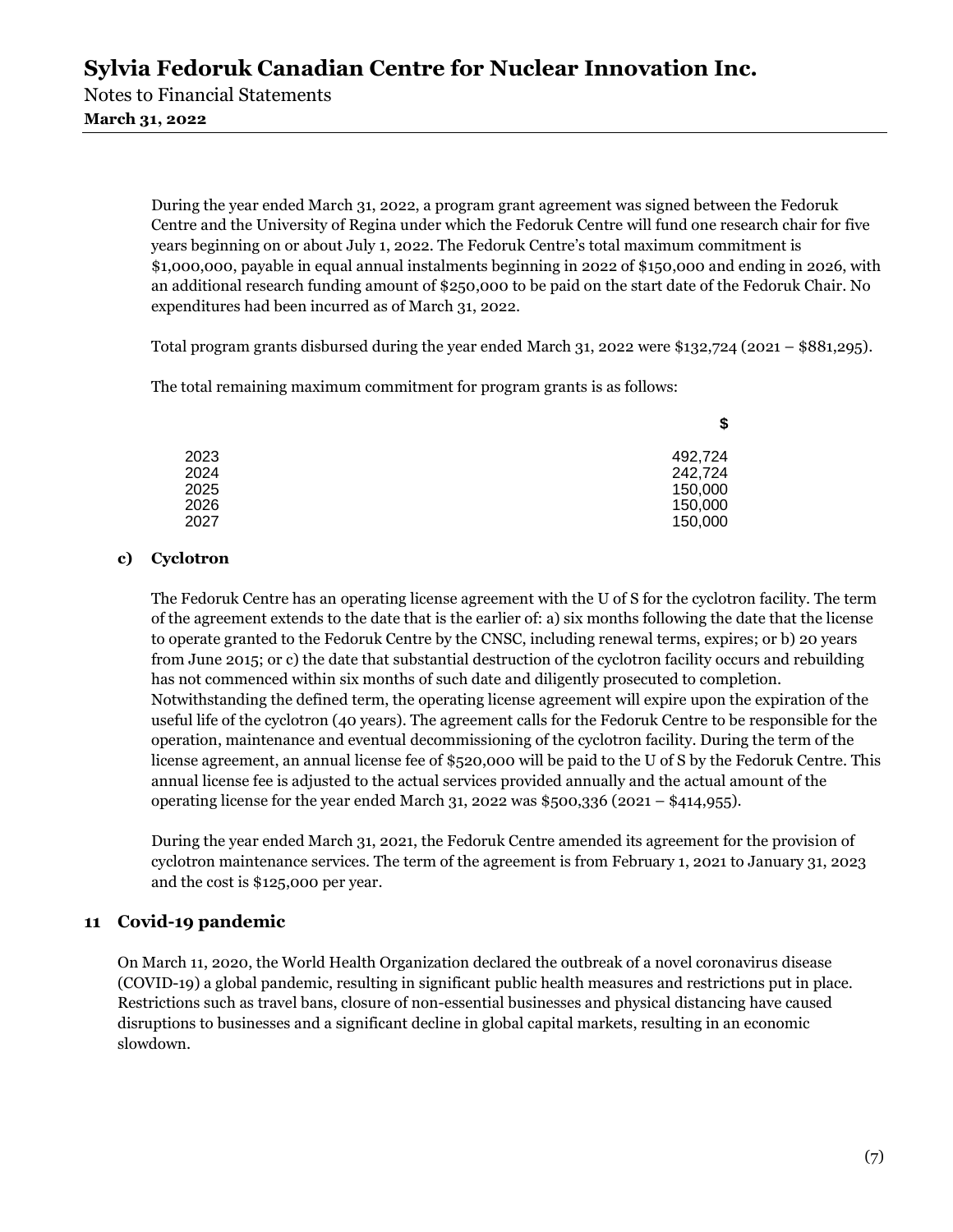During the year ended March 31, 2022, a program grant agreement was signed between the Fedoruk Centre and the University of Regina under which the Fedoruk Centre will fund one research chair for five years beginning on or about July 1, 2022. The Fedoruk Centre's total maximum commitment is $1,000,000, payable in equal annual instalments beginning in 2022 of $150,000 and ending in 2026, with an additional research funding amount of $250,000 to be paid on the start date of the Fedoruk Chair. No expenditures had been incurred as of March 31, 2022.

Total program grants disbursed during the year ended March 31, 2022 were $132,724 (2021 – $881,295).

The total remaining maximum commitment for program grants is as follows:

| | $ |
|---|---:|
| 2023 | 492,724 |
| 2024 | 242,724 |
| 2025 | 150,000 |
| 2026 | 150,000 |
| 2027 | 150,000 |

### c) Cyclotron

The Fedoruk Centre has an operating license agreement with the U of S for the cyclotron facility. The term of the agreement extends to the date that is the earlier of: a) six months following the date that the license to operate granted to the Fedoruk Centre by the CNSC, including renewal terms, expires; or b) 20 years from June 2015; or c) the date that substantial destruction of the cyclotron facility occurs and rebuilding has not commenced within six months of such date and diligently prosecuted to completion. Notwithstanding the defined term, the operating license agreement will expire upon the expiration of the useful life of the cyclotron (40 years). The agreement calls for the Fedoruk Centre to be responsible for the operation, maintenance and eventual decommissioning of the cyclotron facility. During the term of the license agreement, an annual license fee of $520,000 will be paid to the U of S by the Fedoruk Centre. This annual license fee is adjusted to the actual services provided annually and the actual amount of the operating license for the year ended March 31, 2022 was $500,336 (2021 – $414,955).

During the year ended March 31, 2021, the Fedoruk Centre amended its agreement for the provision of cyclotron maintenance services. The term of the agreement is from February 1, 2021 to January 31, 2023 and the cost is $125,000 per year.

## 11 Covid-19 pandemic

On March 11, 2020, the World Health Organization declared the outbreak of a novel coronavirus disease (COVID-19) a global pandemic, resulting in significant public health measures and restrictions put in place. Restrictions such as travel bans, closure of non-essential businesses and physical distancing have caused disruptions to businesses and a significant decline in global capital markets, resulting in an economic slowdown.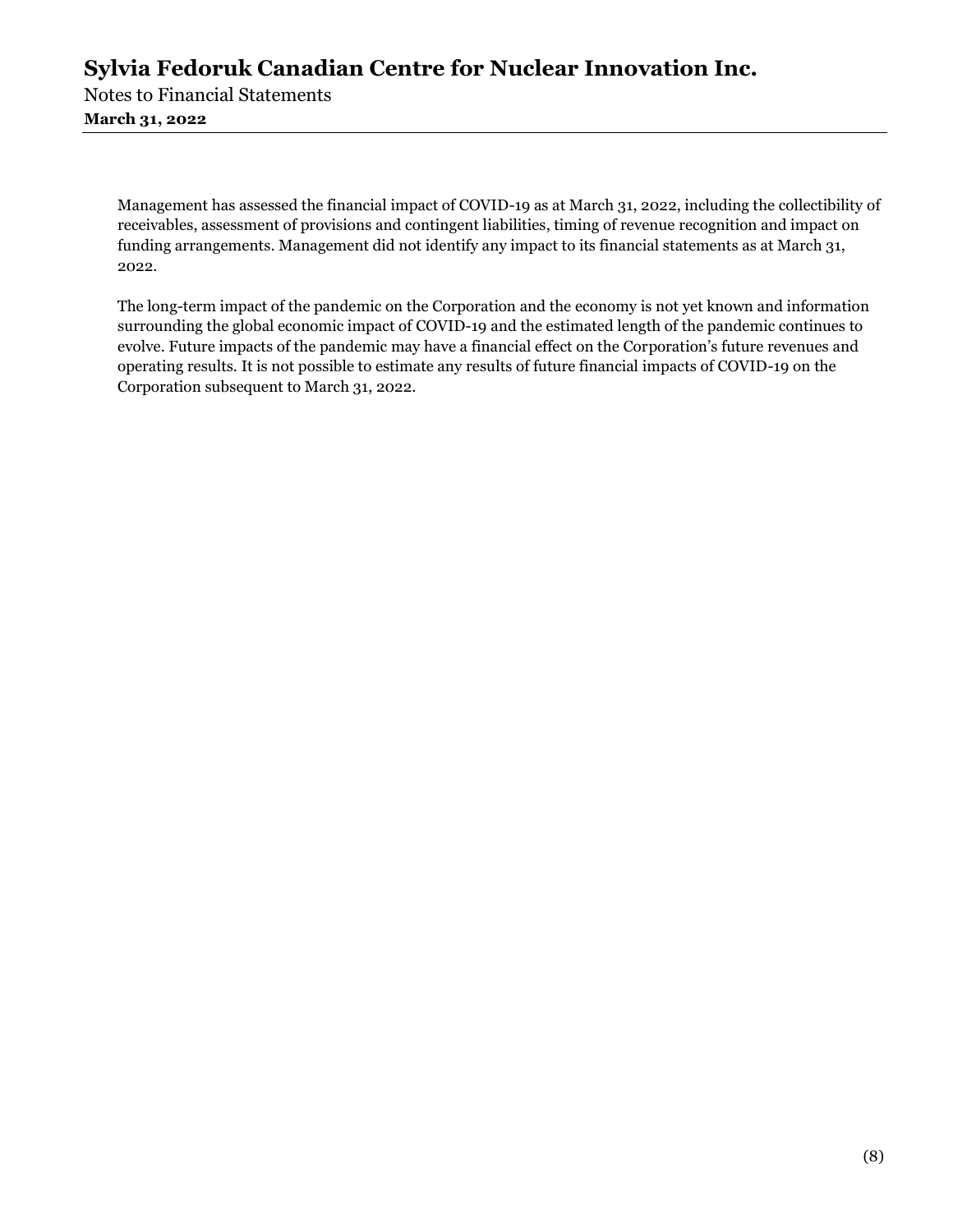Management has assessed the financial impact of COVID-19 as at March 31, 2022, including the collectibility of receivables, assessment of provisions and contingent liabilities, timing of revenue recognition and impact on funding arrangements. Management did not identify any impact to its financial statements as at March 31, 2022.

The long-term impact of the pandemic on the Corporation and the economy is not yet known and information surrounding the global economic impact of COVID-19 and the estimated length of the pandemic continues to evolve. Future impacts of the pandemic may have a financial effect on the Corporation's future revenues and operating results. It is not possible to estimate any results of future financial impacts of COVID-19 on the Corporation subsequent to March 31, 2022.